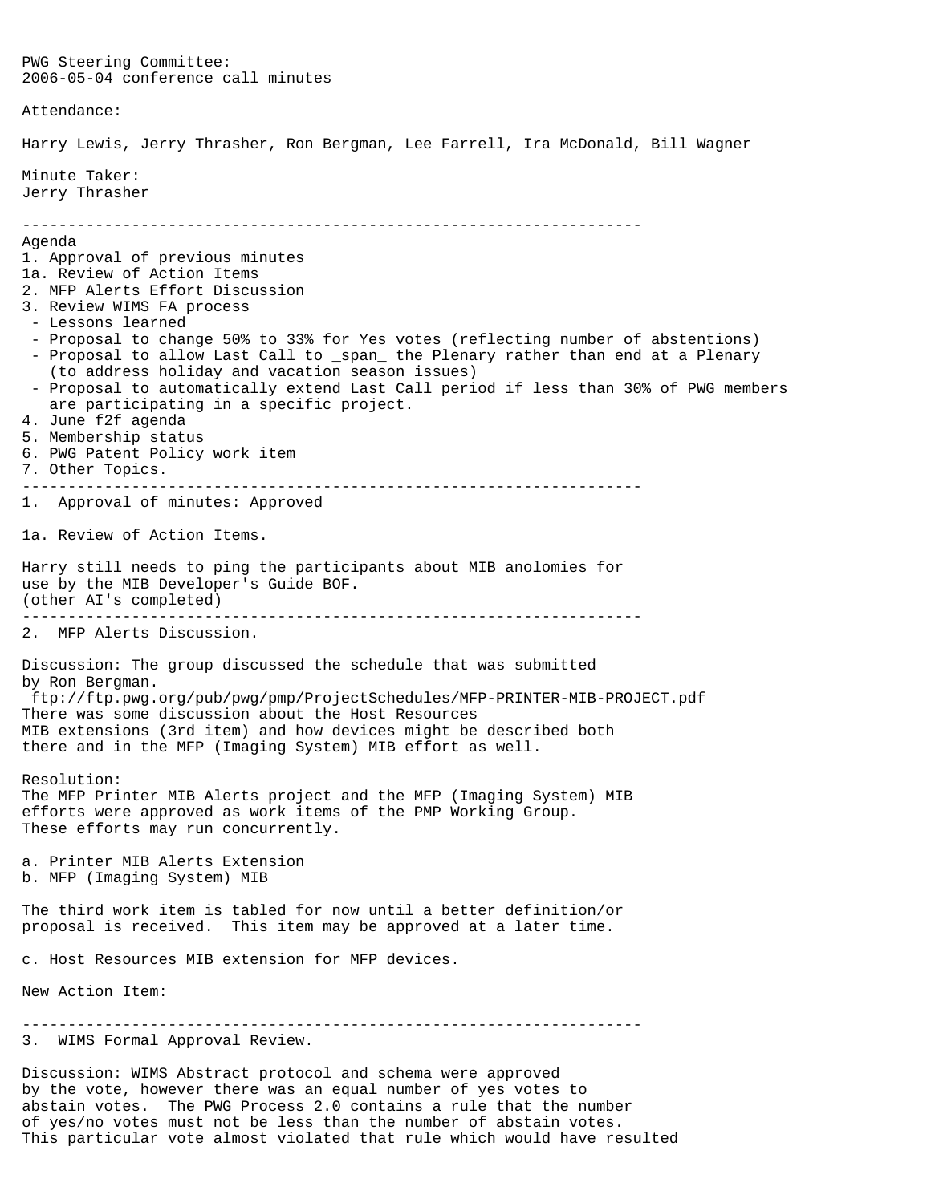PWG Steering Committee:
2006-05-04 conference call minutes

Attendance:

Harry Lewis, Jerry Thrasher, Ron Bergman, Lee Farrell, Ira McDonald, Bill Wagner

Minute Taker:
Jerry Thrasher

---

Agenda
1. Approval of previous minutes
1a. Review of Action Items
2. MFP Alerts Effort Discussion
3. Review WIMS FA process
   - Lessons learned
   - Proposal to change 50% to 33% for Yes votes (reflecting number of abstentions)
   - Proposal to allow Last Call to _span_ the Plenary rather than end at a Plenary (to address holiday and vacation season issues)
   - Proposal to automatically extend Last Call period if less than 30% of PWG members are participating in a specific project.
4. June f2f agenda
5. Membership status
6. PWG Patent Policy work item
7. Other Topics.

---

1. Approval of minutes: Approved

1a. Review of Action Items.

Harry still needs to ping the participants about MIB anolomies for use by the MIB Developer's Guide BOF.
(other AI's completed)

---

2. MFP Alerts Discussion.

Discussion: The group discussed the schedule that was submitted by Ron Bergman.
ftp://ftp.pwg.org/pub/pwg/pmp/ProjectSchedules/MFP-PRINTER-MIB-PROJECT.pdf
There was some discussion about the Host Resources MIB extensions (3rd item) and how devices might be described both there and in the MFP (Imaging System) MIB effort as well.

Resolution:
The MFP Printer MIB Alerts project and the MFP (Imaging System) MIB efforts were approved as work items of the PMP Working Group. These efforts may run concurrently.

a. Printer MIB Alerts Extension
b. MFP (Imaging System) MIB

The third work item is tabled for now until a better definition/or proposal is received. This item may be approved at a later time.

c. Host Resources MIB extension for MFP devices.

New Action Item:

---

3. WIMS Formal Approval Review.

Discussion: WIMS Abstract protocol and schema were approved by the vote, however there was an equal number of yes votes to abstain votes. The PWG Process 2.0 contains a rule that the number of yes/no votes must not be less than the number of abstain votes. This particular vote almost violated that rule which would have resulted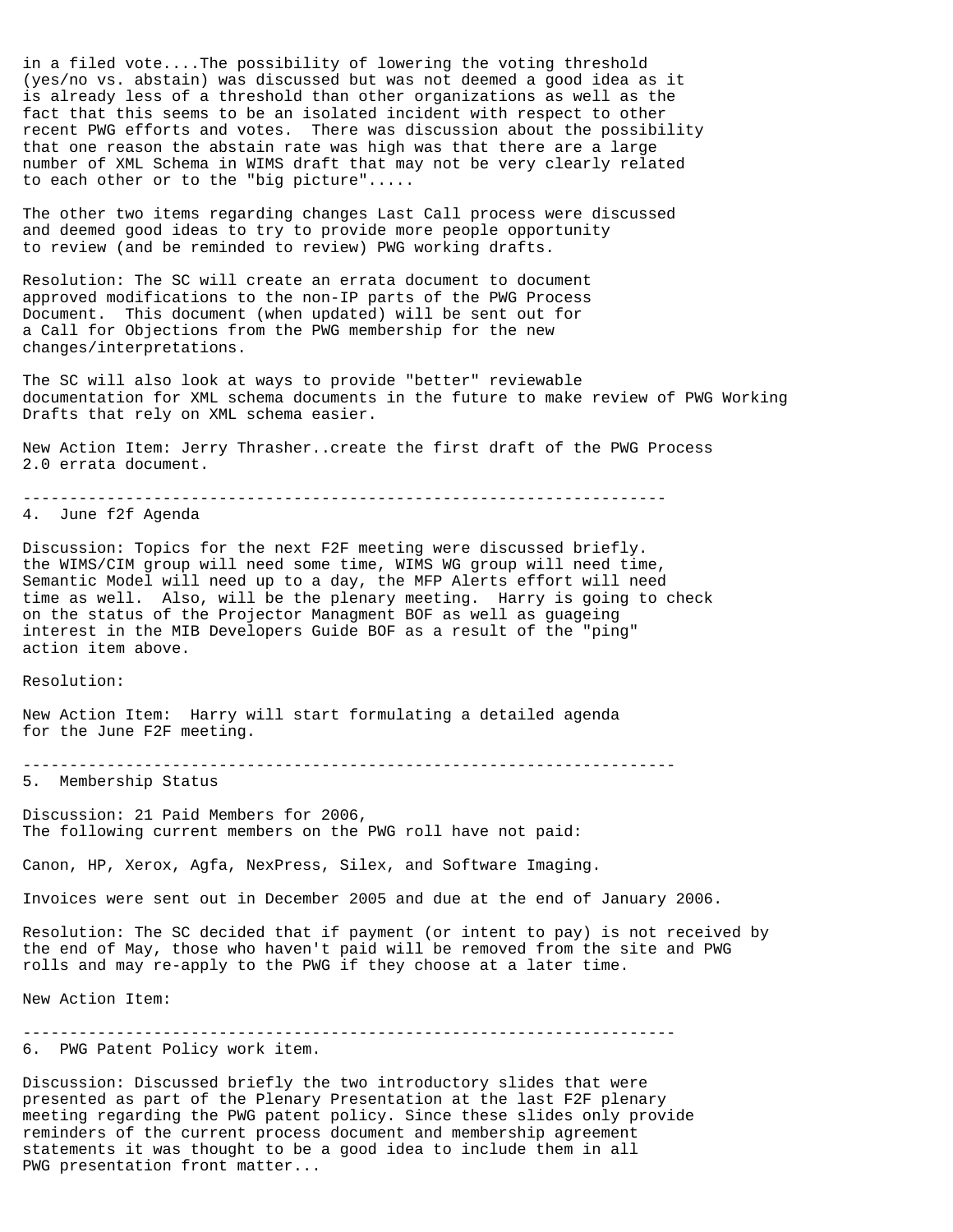in a filed vote....The possibility of lowering the voting threshold (yes/no vs. abstain) was discussed but was not deemed a good idea as it is already less of a threshold than other organizations as well as the fact that this seems to be an isolated incident with respect to other recent PWG efforts and votes. There was discussion about the possibility that one reason the abstain rate was high was that there are a large number of XML Schema in WIMS draft that may not be very clearly related to each other or to the "big picture".....

The other two items regarding changes Last Call process were discussed and deemed good ideas to try to provide more people opportunity to review (and be reminded to review) PWG working drafts.

Resolution: The SC will create an errata document to document approved modifications to the non-IP parts of the PWG Process Document. This document (when updated) will be sent out for a Call for Objections from the PWG membership for the new changes/interpretations.

The SC will also look at ways to provide "better" reviewable documentation for XML schema documents in the future to make review of PWG Working Drafts that rely on XML schema easier.

New Action Item: Jerry Thrasher..create the first draft of the PWG Process 2.0 errata document.

---

## 4. June f2f Agenda

Discussion: Topics for the next F2F meeting were discussed briefly. the WIMS/CIM group will need some time, WIMS WG group will need time, Semantic Model will need up to a day, the MFP Alerts effort will need time as well. Also, will be the plenary meeting. Harry is going to check on the status of the Projector Managment BOF as well as guageing interest in the MIB Developers Guide BOF as a result of the "ping" action item above.

Resolution:

New Action Item: Harry will start formulating a detailed agenda for the June F2F meeting.

---

## 5. Membership Status

Discussion: 21 Paid Members for 2006,
The following current members on the PWG roll have not paid:

Canon, HP, Xerox, Agfa, NexPress, Silex, and Software Imaging.

Invoices were sent out in December 2005 and due at the end of January 2006.

Resolution: The SC decided that if payment (or intent to pay) is not received by the end of May, those who haven't paid will be removed from the site and PWG rolls and may re-apply to the PWG if they choose at a later time.

New Action Item:

---

## 6. PWG Patent Policy work item.

Discussion: Discussed briefly the two introductory slides that were presented as part of the Plenary Presentation at the last F2F plenary meeting regarding the PWG patent policy. Since these slides only provide reminders of the current process document and membership agreement statements it was thought to be a good idea to include them in all PWG presentation front matter...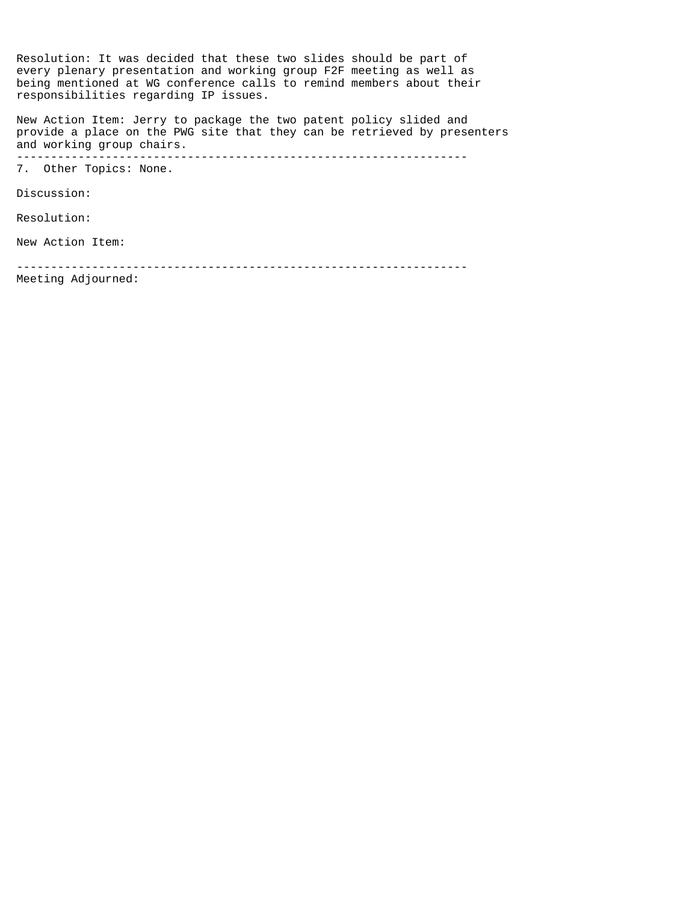Resolution: It was decided that these two slides should be part of every plenary presentation and working group F2F meeting as well as being mentioned at WG conference calls to remind members about their responsibilities regarding IP issues.

New Action Item: Jerry to package the two patent policy slided and provide a place on the PWG site that they can be retrieved by presenters and working group chairs.

---

7. Other Topics: None.

Discussion:

Resolution:

New Action Item:

---

Meeting Adjourned: